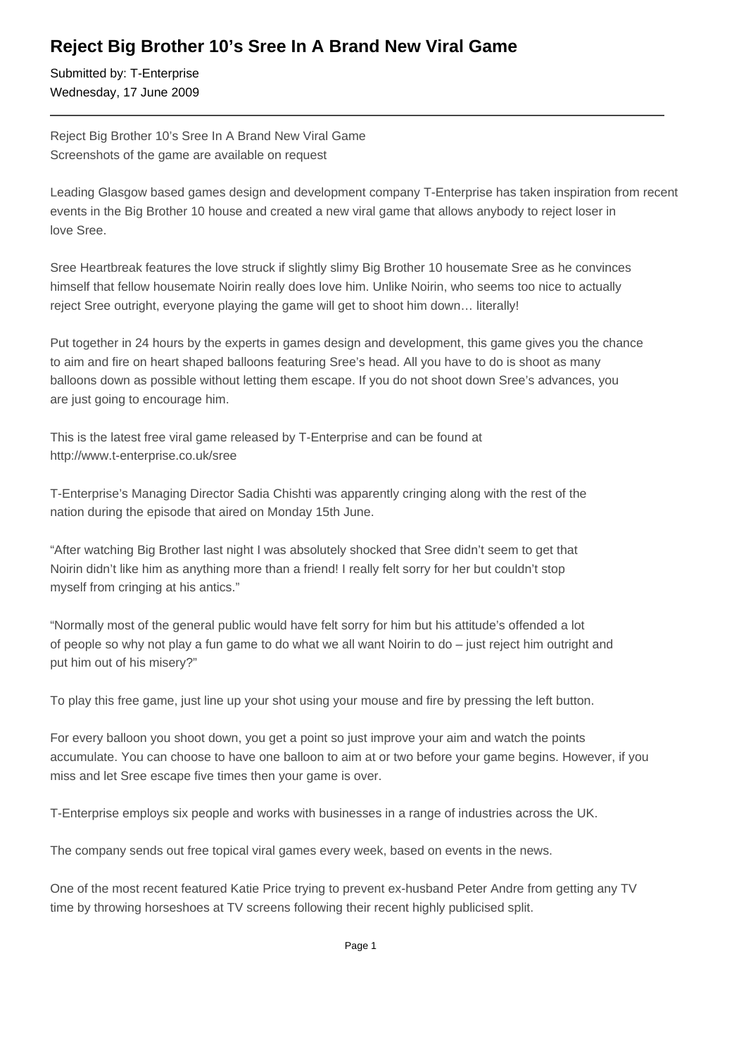# Reject Big Brother 10's Sree In A Brand New Viral Game

Submitted by: T-Enterprise
Wednesday, 17 June 2009

---

Reject Big Brother 10's Sree In A Brand New Viral Game
Screenshots of the game are available on request

Leading Glasgow based games design and development company T-Enterprise has taken inspiration from recent events in the Big Brother 10 house and created a new viral game that allows anybody to reject loser in love Sree.

Sree Heartbreak features the love struck if slightly slimy Big Brother 10 housemate Sree as he convinces himself that fellow housemate Noirin really does love him. Unlike Noirin, who seems too nice to actually reject Sree outright, everyone playing the game will get to shoot him down… literally!

Put together in 24 hours by the experts in games design and development, this game gives you the chance to aim and fire on heart shaped balloons featuring Sree's head. All you have to do is shoot as many balloons down as possible without letting them escape. If you do not shoot down Sree's advances, you are just going to encourage him.

This is the latest free viral game released by T-Enterprise and can be found at http://www.t-enterprise.co.uk/sree

T-Enterprise's Managing Director Sadia Chishti was apparently cringing along with the rest of the nation during the episode that aired on Monday 15th June.

"After watching Big Brother last night I was absolutely shocked that Sree didn't seem to get that Noirin didn't like him as anything more than a friend! I really felt sorry for her but couldn't stop myself from cringing at his antics."

"Normally most of the general public would have felt sorry for him but his attitude's offended a lot of people so why not play a fun game to do what we all want Noirin to do – just reject him outright and put him out of his misery?"

To play this free game, just line up your shot using your mouse and fire by pressing the left button.

For every balloon you shoot down, you get a point so just improve your aim and watch the points accumulate. You can choose to have one balloon to aim at or two before your game begins. However, if you miss and let Sree escape five times then your game is over.

T-Enterprise employs six people and works with businesses in a range of industries across the UK.

The company sends out free topical viral games every week, based on events in the news.

One of the most recent featured Katie Price trying to prevent ex-husband Peter Andre from getting any TV time by throwing horseshoes at TV screens following their recent highly publicised split.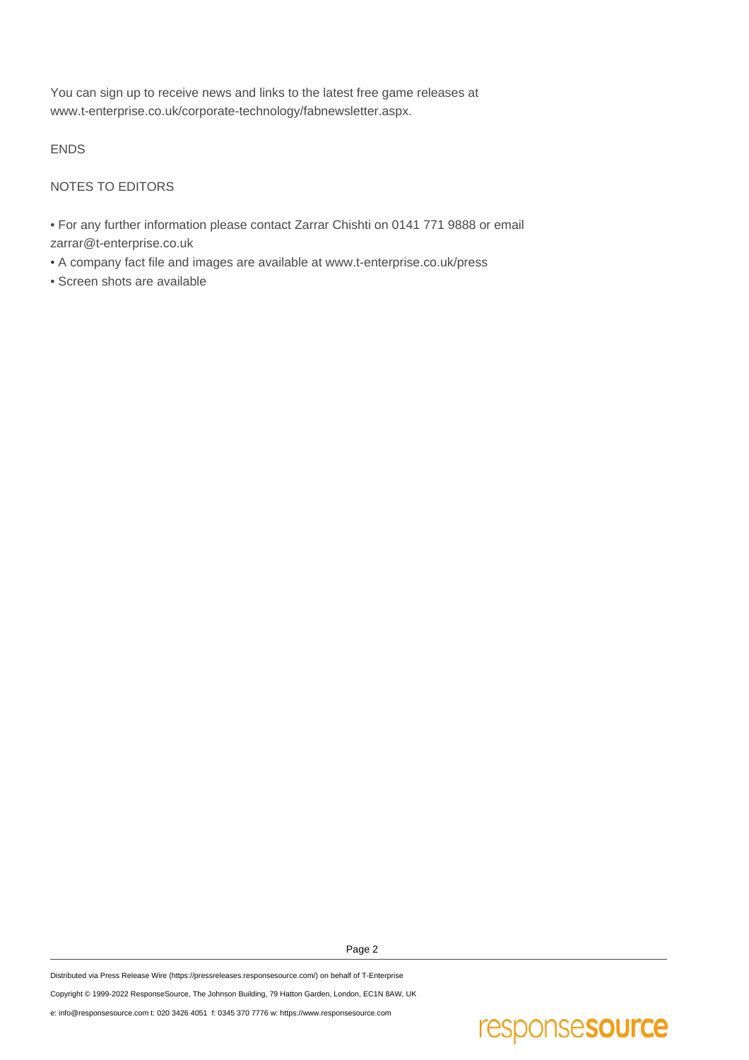You can sign up to receive news and links to the latest free game releases at www.t-enterprise.co.uk/corporate-technology/fabnewsletter.aspx.

ENDS

NOTES TO EDITORS

- For any further information please contact Zarrar Chishti on 0141 771 9888 or email zarrar@t-enterprise.co.uk
- A company fact file and images are available at www.t-enterprise.co.uk/press
- Screen shots are available

Distributed via Press Release Wire (https://pressreleases.responsesource.com/) on behalf of T-Enterprise

Copyright © 1999-2022 ResponseSource, The Johnson Building, 79 Hatton Garden, London, EC1N 8AW, UK

e: info@responsesource.com t: 020 3426 4051 f: 0345 370 7776 w: https://www.responsesource.com

responsesource